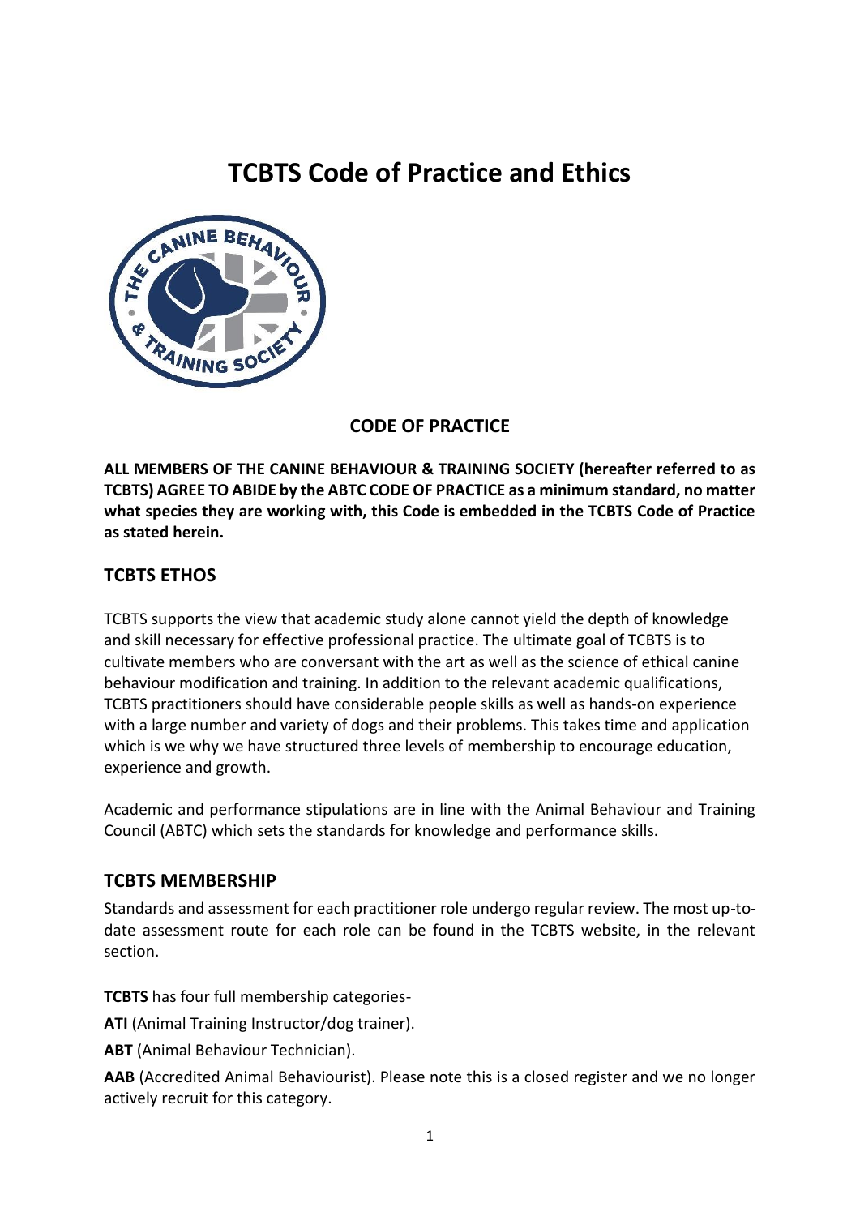# TCBTS Code of Practice and Ethics

## CODE OF PRACTICE

**ALL MEMBERS OF THE CANINE BEHAVIOUR & TRAINING SOCIETY (hereafter referred to as TCBTS) AGREE TO ABIDE by the ABTC CODE OF PRACTICE as a minimum standard, no matter what species they are working with, this Code is embedded in the TCBTS Code of Practice as stated herein.**

## TCBTS ETHOS

TCBTS supports the view that academic study alone cannot yield the depth of knowledge and skill necessary for effective professional practice. The ultimate goal of TCBTS is to cultivate members who are conversant with the art as well as the science of ethical canine behaviour modification and training. In addition to the relevant academic qualifications, TCBTS practitioners should have considerable people skills as well as hands-on experience with a large number and variety of dogs and their problems. This takes time and application which is we why we have structured three levels of membership to encourage education, experience and growth.

Academic and performance stipulations are in line with the Animal Behaviour and Training Council (ABTC) which sets the standards for knowledge and performance skills.

## TCBTS MEMBERSHIP

Standards and assessment for each practitioner role undergo regular review. The most up-to-date assessment route for each role can be found in the TCBTS website, in the relevant section.

**TCBTS** has four full membership categories-

**ATI** (Animal Training Instructor/dog trainer).

**ABT** (Animal Behaviour Technician).

**AAB** (Accredited Animal Behaviourist). Please note this is a closed register and we no longer actively recruit for this category.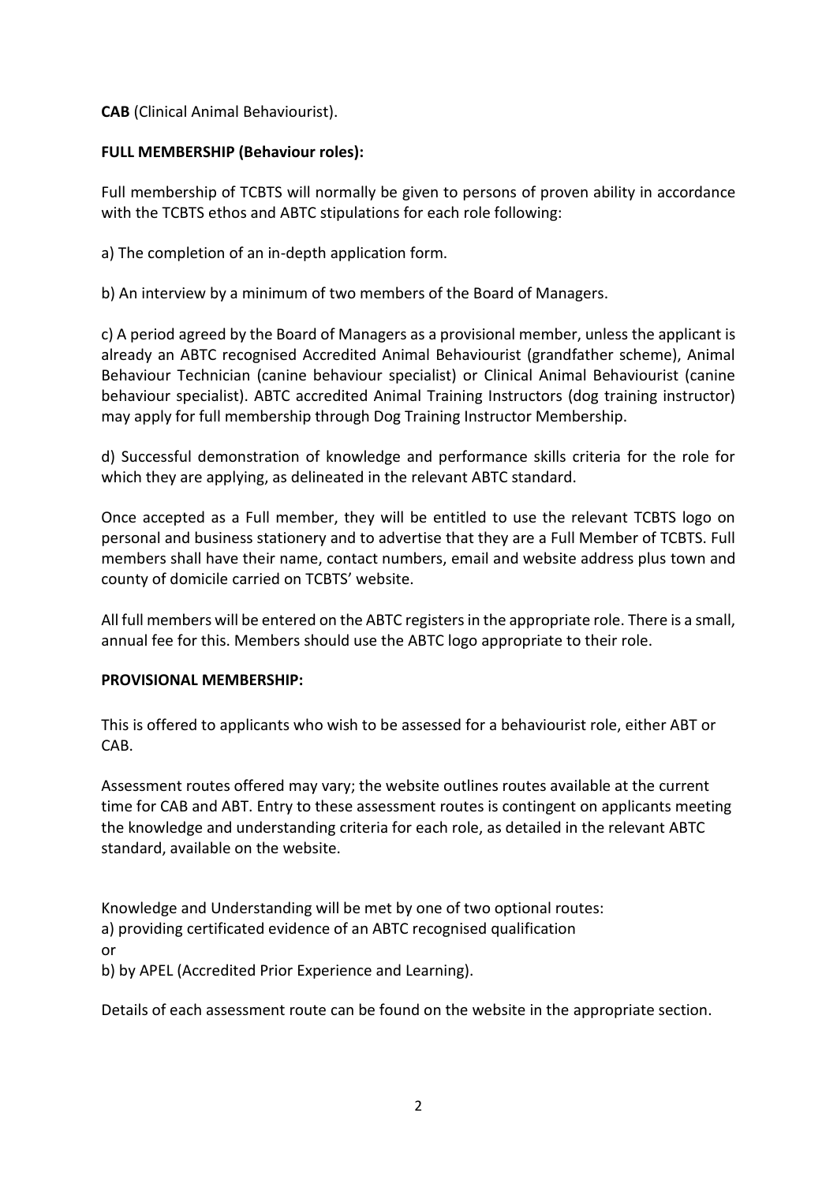**CAB** (Clinical Animal Behaviourist).

**FULL MEMBERSHIP (Behaviour roles):**

Full membership of TCBTS will normally be given to persons of proven ability in accordance with the TCBTS ethos and ABTC stipulations for each role following:

a) The completion of an in-depth application form.

b) An interview by a minimum of two members of the Board of Managers.

c) A period agreed by the Board of Managers as a provisional member, unless the applicant is already an ABTC recognised Accredited Animal Behaviourist (grandfather scheme), Animal Behaviour Technician (canine behaviour specialist) or Clinical Animal Behaviourist (canine behaviour specialist). ABTC accredited Animal Training Instructors (dog training instructor) may apply for full membership through Dog Training Instructor Membership.

d) Successful demonstration of knowledge and performance skills criteria for the role for which they are applying, as delineated in the relevant ABTC standard.

Once accepted as a Full member, they will be entitled to use the relevant TCBTS logo on personal and business stationery and to advertise that they are a Full Member of TCBTS. Full members shall have their name, contact numbers, email and website address plus town and county of domicile carried on TCBTS' website.

All full members will be entered on the ABTC registers in the appropriate role. There is a small, annual fee for this. Members should use the ABTC logo appropriate to their role.

**PROVISIONAL MEMBERSHIP:**

This is offered to applicants who wish to be assessed for a behaviourist role, either ABT or CAB.

Assessment routes offered may vary; the website outlines routes available at the current time for CAB and ABT. Entry to these assessment routes is contingent on applicants meeting the knowledge and understanding criteria for each role, as detailed in the relevant ABTC standard, available on the website.

Knowledge and Understanding will be met by one of two optional routes:
a) providing certificated evidence of an ABTC recognised qualification
or
b) by APEL (Accredited Prior Experience and Learning).

Details of each assessment route can be found on the website in the appropriate section.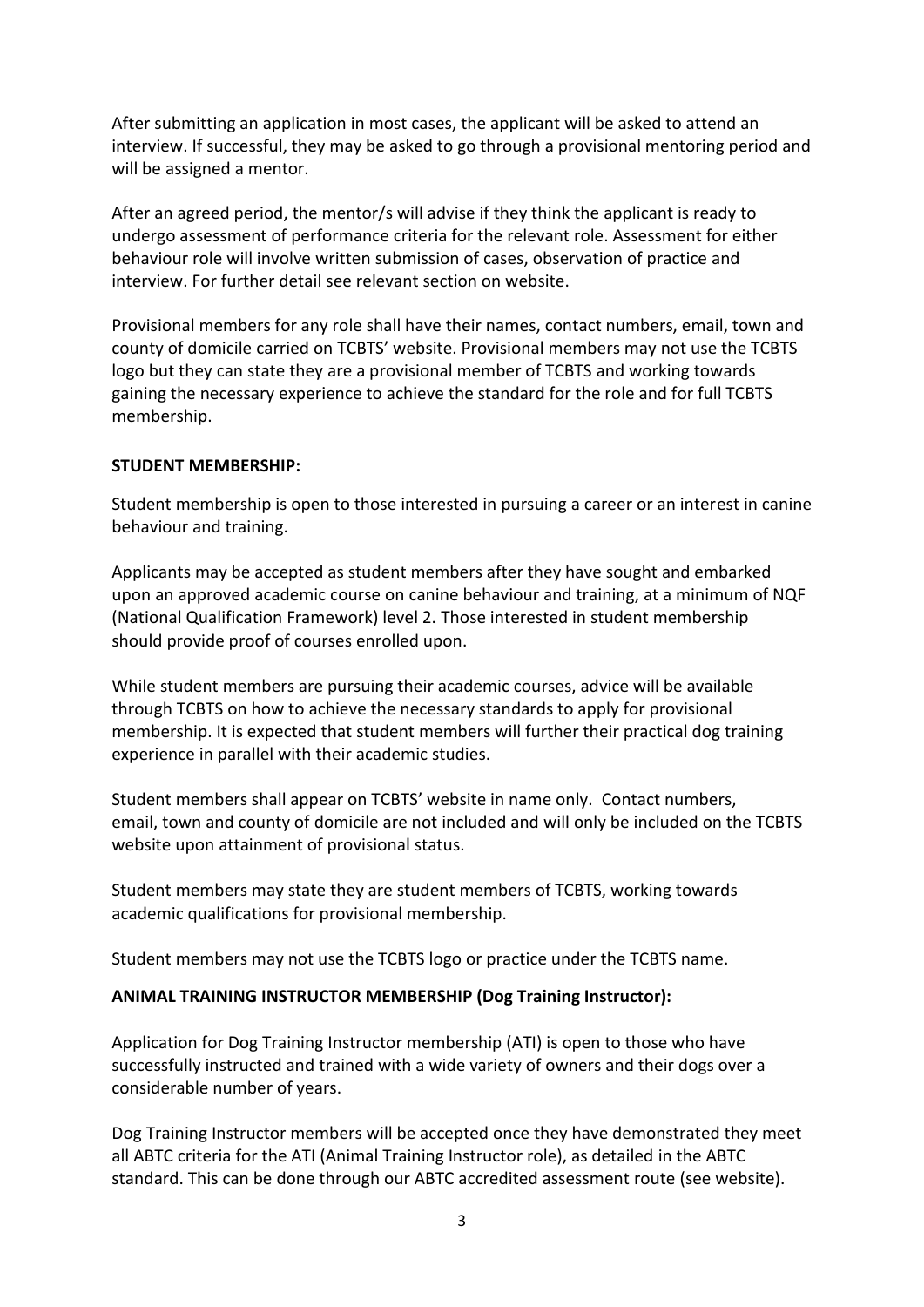After submitting an application in most cases, the applicant will be asked to attend an interview. If successful, they may be asked to go through a provisional mentoring period and will be assigned a mentor.

After an agreed period, the mentor/s will advise if they think the applicant is ready to undergo assessment of performance criteria for the relevant role. Assessment for either behaviour role will involve written submission of cases, observation of practice and interview. For further detail see relevant section on website.

Provisional members for any role shall have their names, contact numbers, email, town and county of domicile carried on TCBTS' website. Provisional members may not use the TCBTS logo but they can state they are a provisional member of TCBTS and working towards gaining the necessary experience to achieve the standard for the role and for full TCBTS membership.

**STUDENT MEMBERSHIP:**

Student membership is open to those interested in pursuing a career or an interest in canine behaviour and training.

Applicants may be accepted as student members after they have sought and embarked upon an approved academic course on canine behaviour and training, at a minimum of NQF (National Qualification Framework) level 2. Those interested in student membership should provide proof of courses enrolled upon.

While student members are pursuing their academic courses, advice will be available through TCBTS on how to achieve the necessary standards to apply for provisional membership. It is expected that student members will further their practical dog training experience in parallel with their academic studies.

Student members shall appear on TCBTS' website in name only. Contact numbers, email, town and county of domicile are not included and will only be included on the TCBTS website upon attainment of provisional status.

Student members may state they are student members of TCBTS, working towards academic qualifications for provisional membership.

Student members may not use the TCBTS logo or practice under the TCBTS name.

**ANIMAL TRAINING INSTRUCTOR MEMBERSHIP (Dog Training Instructor):**

Application for Dog Training Instructor membership (ATI) is open to those who have successfully instructed and trained with a wide variety of owners and their dogs over a considerable number of years.

Dog Training Instructor members will be accepted once they have demonstrated they meet all ABTC criteria for the ATI (Animal Training Instructor role), as detailed in the ABTC standard. This can be done through our ABTC accredited assessment route (see website).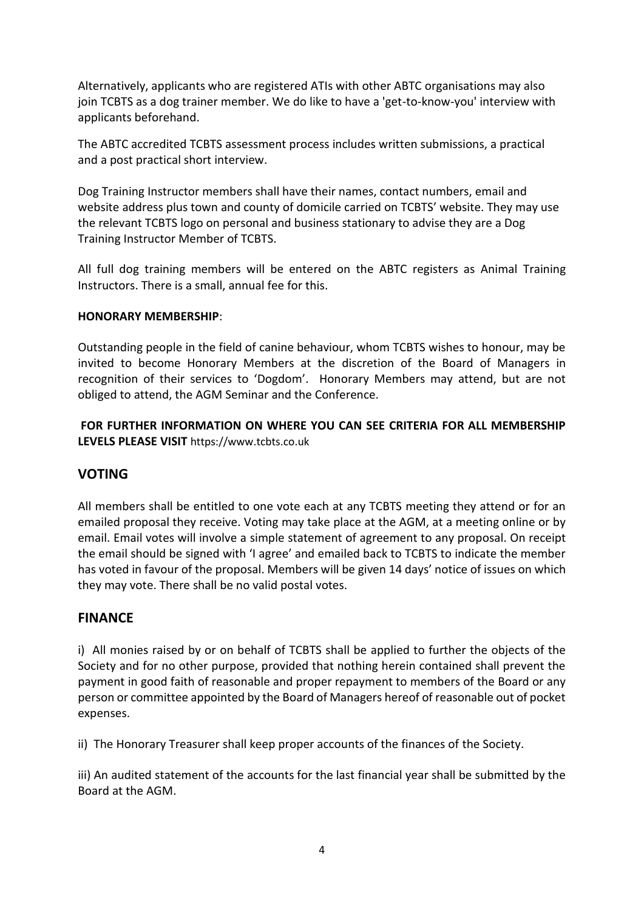Alternatively, applicants who are registered ATIs with other ABTC organisations may also join TCBTS as a dog trainer member. We do like to have a 'get-to-know-you' interview with applicants beforehand.

The ABTC accredited TCBTS assessment process includes written submissions, a practical and a post practical short interview.

Dog Training Instructor members shall have their names, contact numbers, email and website address plus town and county of domicile carried on TCBTS' website. They may use the relevant TCBTS logo on personal and business stationary to advise they are a Dog Training Instructor Member of TCBTS.

All full dog training members will be entered on the ABTC registers as Animal Training Instructors. There is a small, annual fee for this.

**HONORARY MEMBERSHIP**:

Outstanding people in the field of canine behaviour, whom TCBTS wishes to honour, may be invited to become Honorary Members at the discretion of the Board of Managers in recognition of their services to 'Dogdom'. Honorary Members may attend, but are not obliged to attend, the AGM Seminar and the Conference.

**FOR FURTHER INFORMATION ON WHERE YOU CAN SEE CRITERIA FOR ALL MEMBERSHIP LEVELS PLEASE VISIT** https://www.tcbts.co.uk

## VOTING

All members shall be entitled to one vote each at any TCBTS meeting they attend or for an emailed proposal they receive. Voting may take place at the AGM, at a meeting online or by email. Email votes will involve a simple statement of agreement to any proposal. On receipt the email should be signed with 'I agree' and emailed back to TCBTS to indicate the member has voted in favour of the proposal. Members will be given 14 days' notice of issues on which they may vote. There shall be no valid postal votes.

## FINANCE

i) All monies raised by or on behalf of TCBTS shall be applied to further the objects of the Society and for no other purpose, provided that nothing herein contained shall prevent the payment in good faith of reasonable and proper repayment to members of the Board or any person or committee appointed by the Board of Managers hereof of reasonable out of pocket expenses.

ii) The Honorary Treasurer shall keep proper accounts of the finances of the Society.

iii) An audited statement of the accounts for the last financial year shall be submitted by the Board at the AGM.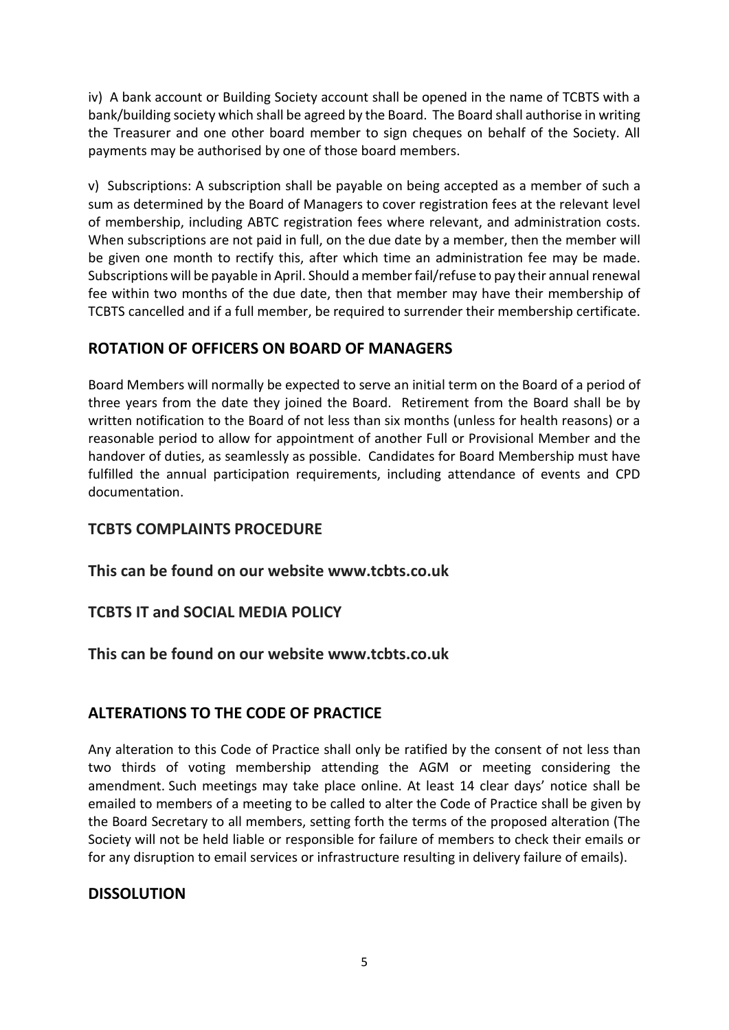iv) A bank account or Building Society account shall be opened in the name of TCBTS with a bank/building society which shall be agreed by the Board. The Board shall authorise in writing the Treasurer and one other board member to sign cheques on behalf of the Society. All payments may be authorised by one of those board members.

v) Subscriptions: A subscription shall be payable on being accepted as a member of such a sum as determined by the Board of Managers to cover registration fees at the relevant level of membership, including ABTC registration fees where relevant, and administration costs. When subscriptions are not paid in full, on the due date by a member, then the member will be given one month to rectify this, after which time an administration fee may be made. Subscriptions will be payable in April. Should a member fail/refuse to pay their annual renewal fee within two months of the due date, then that member may have their membership of TCBTS cancelled and if a full member, be required to surrender their membership certificate.

## ROTATION OF OFFICERS ON BOARD OF MANAGERS

Board Members will normally be expected to serve an initial term on the Board of a period of three years from the date they joined the Board. Retirement from the Board shall be by written notification to the Board of not less than six months (unless for health reasons) or a reasonable period to allow for appointment of another Full or Provisional Member and the handover of duties, as seamlessly as possible. Candidates for Board Membership must have fulfilled the annual participation requirements, including attendance of events and CPD documentation.

## TCBTS COMPLAINTS PROCEDURE

**This can be found on our website www.tcbts.co.uk**

## TCBTS IT and SOCIAL MEDIA POLICY

**This can be found on our website www.tcbts.co.uk**

## ALTERATIONS TO THE CODE OF PRACTICE

Any alteration to this Code of Practice shall only be ratified by the consent of not less than two thirds of voting membership attending the AGM or meeting considering the amendment. Such meetings may take place online. At least 14 clear days' notice shall be emailed to members of a meeting to be called to alter the Code of Practice shall be given by the Board Secretary to all members, setting forth the terms of the proposed alteration (The Society will not be held liable or responsible for failure of members to check their emails or for any disruption to email services or infrastructure resulting in delivery failure of emails).

## DISSOLUTION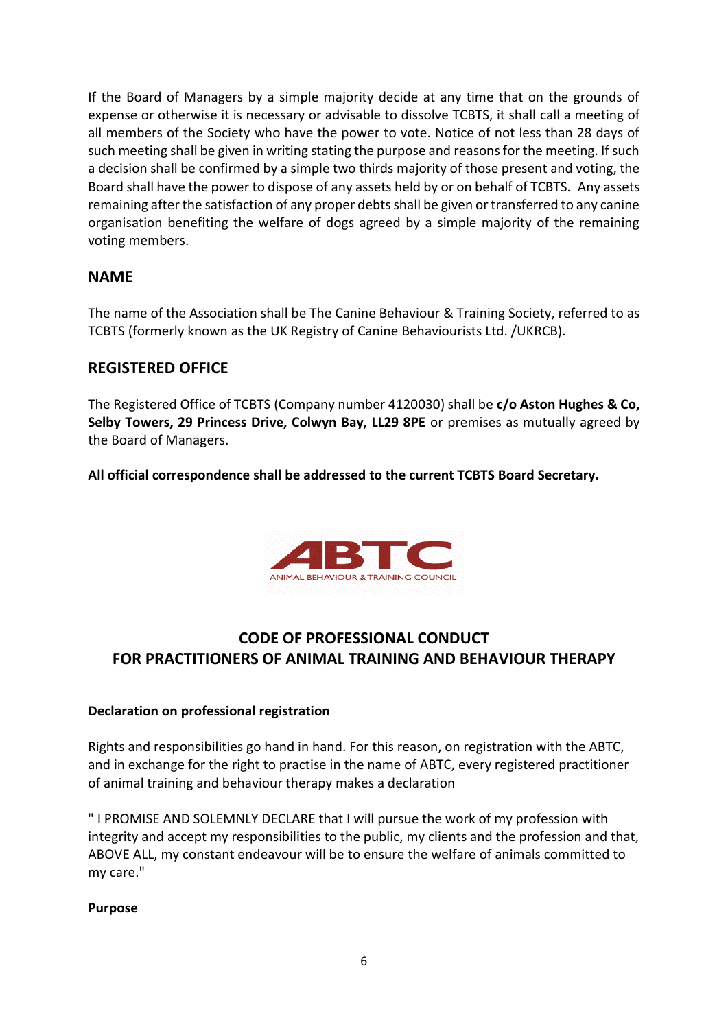If the Board of Managers by a simple majority decide at any time that on the grounds of expense or otherwise it is necessary or advisable to dissolve TCBTS, it shall call a meeting of all members of the Society who have the power to vote. Notice of not less than 28 days of such meeting shall be given in writing stating the purpose and reasons for the meeting. If such a decision shall be confirmed by a simple two thirds majority of those present and voting, the Board shall have the power to dispose of any assets held by or on behalf of TCBTS. Any assets remaining after the satisfaction of any proper debts shall be given or transferred to any canine organisation benefiting the welfare of dogs agreed by a simple majority of the remaining voting members.

## NAME

The name of the Association shall be The Canine Behaviour & Training Society, referred to as TCBTS (formerly known as the UK Registry of Canine Behaviourists Ltd. /UKRCB).

## REGISTERED OFFICE

The Registered Office of TCBTS (Company number 4120030) shall be **c/o Aston Hughes & Co, Selby Towers, 29 Princess Drive, Colwyn Bay, LL29 8PE** or premises as mutually agreed by the Board of Managers.

**All official correspondence shall be addressed to the current TCBTS Board Secretary.**

ABTC
ANIMAL BEHAVIOUR & TRAINING COUNCIL

## CODE OF PROFESSIONAL CONDUCT FOR PRACTITIONERS OF ANIMAL TRAINING AND BEHAVIOUR THERAPY

**Declaration on professional registration**

Rights and responsibilities go hand in hand. For this reason, on registration with the ABTC, and in exchange for the right to practise in the name of ABTC, every registered practitioner of animal training and behaviour therapy makes a declaration

" I PROMISE AND SOLEMNLY DECLARE that I will pursue the work of my profession with integrity and accept my responsibilities to the public, my clients and the profession and that, ABOVE ALL, my constant endeavour will be to ensure the welfare of animals committed to my care."

**Purpose**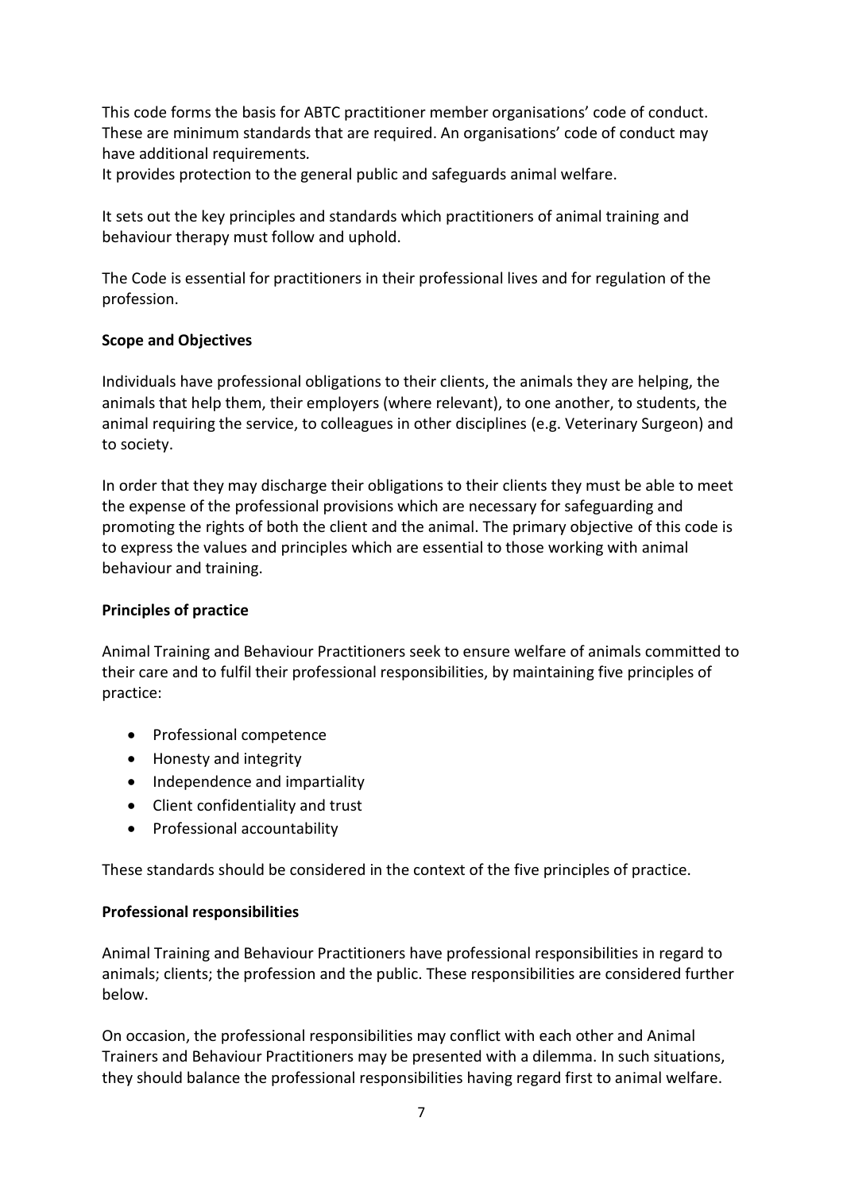This code forms the basis for ABTC practitioner member organisations' code of conduct. These are minimum standards that are required. An organisations' code of conduct may have additional requirements.
It provides protection to the general public and safeguards animal welfare.

It sets out the key principles and standards which practitioners of animal training and behaviour therapy must follow and uphold.

The Code is essential for practitioners in their professional lives and for regulation of the profession.

**Scope and Objectives**

Individuals have professional obligations to their clients, the animals they are helping, the animals that help them, their employers (where relevant), to one another, to students, the animal requiring the service, to colleagues in other disciplines (e.g. Veterinary Surgeon) and to society.

In order that they may discharge their obligations to their clients they must be able to meet the expense of the professional provisions which are necessary for safeguarding and promoting the rights of both the client and the animal. The primary objective of this code is to express the values and principles which are essential to those working with animal behaviour and training.

**Principles of practice**

Animal Training and Behaviour Practitioners seek to ensure welfare of animals committed to their care and to fulfil their professional responsibilities, by maintaining five principles of practice:

- Professional competence
- Honesty and integrity
- Independence and impartiality
- Client confidentiality and trust
- Professional accountability

These standards should be considered in the context of the five principles of practice.

**Professional responsibilities**

Animal Training and Behaviour Practitioners have professional responsibilities in regard to animals; clients; the profession and the public. These responsibilities are considered further below.

On occasion, the professional responsibilities may conflict with each other and Animal Trainers and Behaviour Practitioners may be presented with a dilemma. In such situations, they should balance the professional responsibilities having regard first to animal welfare.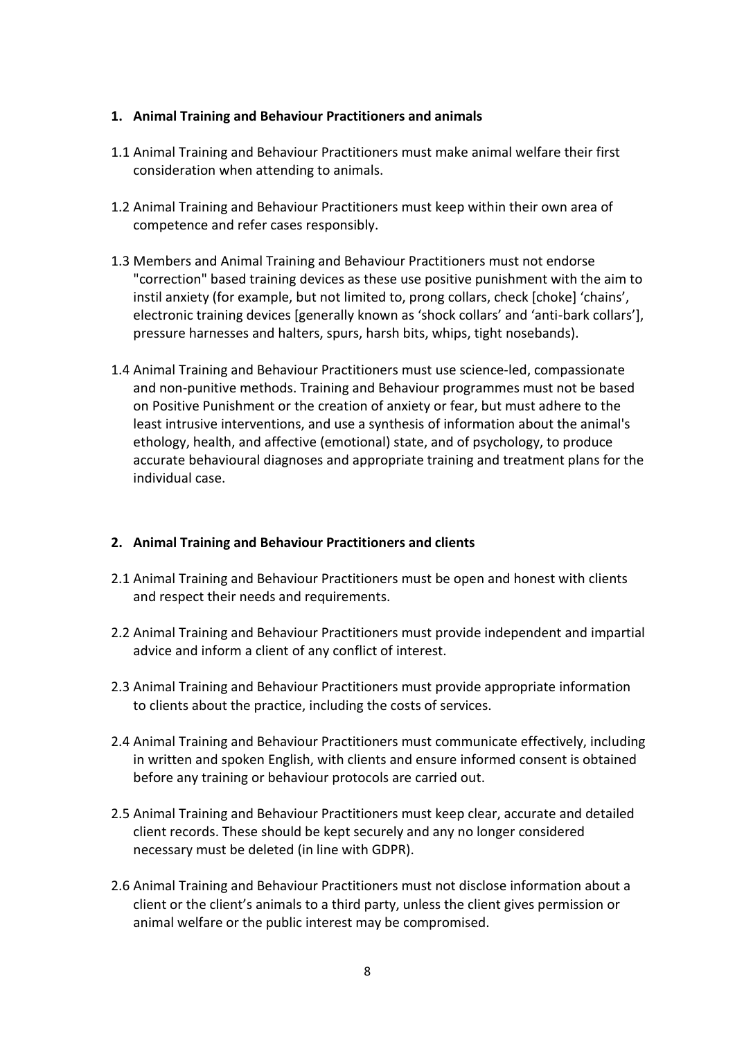**1. Animal Training and Behaviour Practitioners and animals**

1.1 Animal Training and Behaviour Practitioners must make animal welfare their first consideration when attending to animals.

1.2 Animal Training and Behaviour Practitioners must keep within their own area of competence and refer cases responsibly.

1.3 Members and Animal Training and Behaviour Practitioners must not endorse "correction" based training devices as these use positive punishment with the aim to instil anxiety (for example, but not limited to, prong collars, check [choke] 'chains', electronic training devices [generally known as 'shock collars' and 'anti-bark collars'], pressure harnesses and halters, spurs, harsh bits, whips, tight nosebands).

1.4 Animal Training and Behaviour Practitioners must use science-led, compassionate and non-punitive methods. Training and Behaviour programmes must not be based on Positive Punishment or the creation of anxiety or fear, but must adhere to the least intrusive interventions, and use a synthesis of information about the animal's ethology, health, and affective (emotional) state, and of psychology, to produce accurate behavioural diagnoses and appropriate training and treatment plans for the individual case.

**2. Animal Training and Behaviour Practitioners and clients**

2.1 Animal Training and Behaviour Practitioners must be open and honest with clients and respect their needs and requirements.

2.2 Animal Training and Behaviour Practitioners must provide independent and impartial advice and inform a client of any conflict of interest.

2.3 Animal Training and Behaviour Practitioners must provide appropriate information to clients about the practice, including the costs of services.

2.4 Animal Training and Behaviour Practitioners must communicate effectively, including in written and spoken English, with clients and ensure informed consent is obtained before any training or behaviour protocols are carried out.

2.5 Animal Training and Behaviour Practitioners must keep clear, accurate and detailed client records. These should be kept securely and any no longer considered necessary must be deleted (in line with GDPR).

2.6 Animal Training and Behaviour Practitioners must not disclose information about a client or the client's animals to a third party, unless the client gives permission or animal welfare or the public interest may be compromised.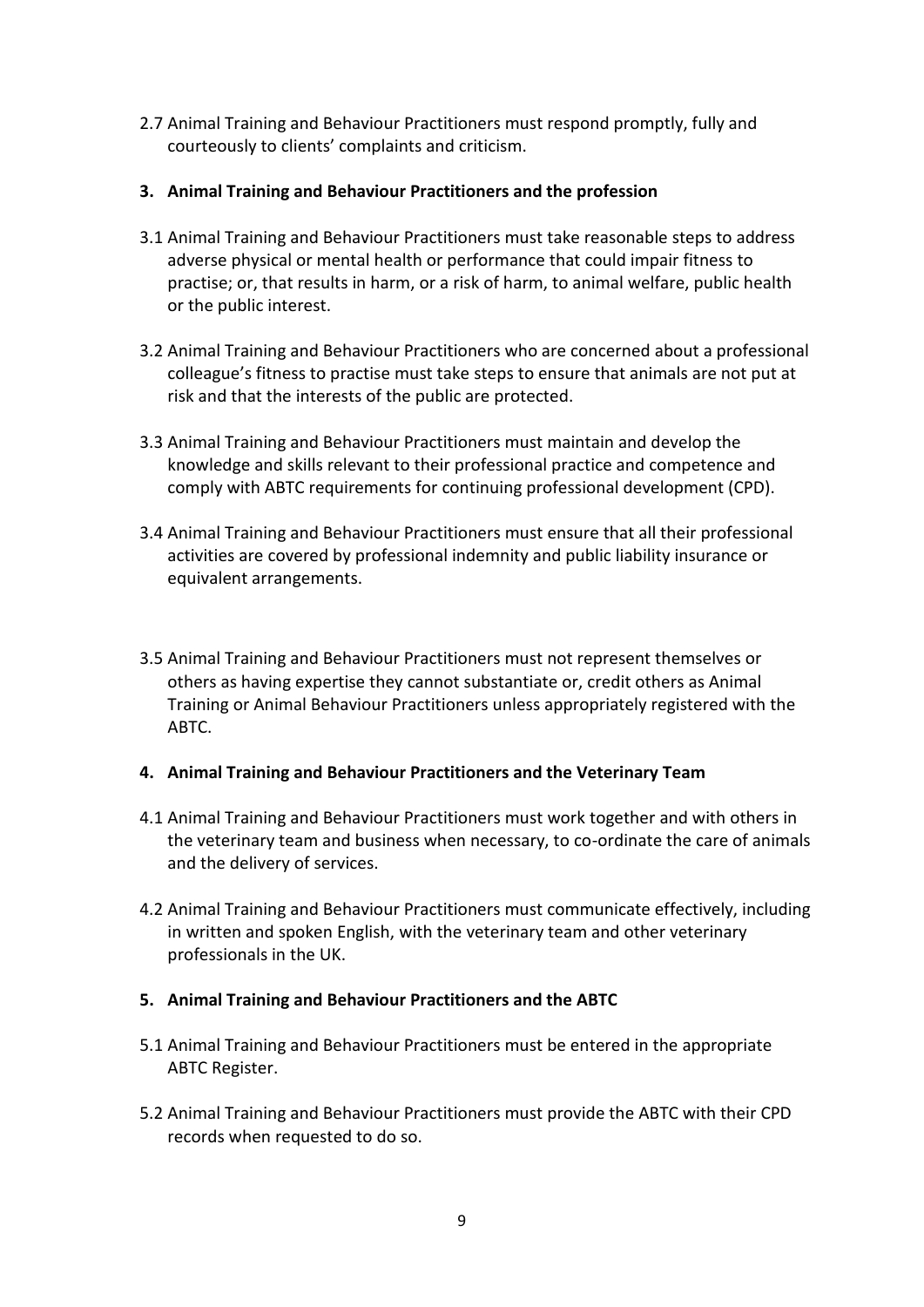2.7 Animal Training and Behaviour Practitioners must respond promptly, fully and courteously to clients' complaints and criticism.

**3. Animal Training and Behaviour Practitioners and the profession**

3.1 Animal Training and Behaviour Practitioners must take reasonable steps to address adverse physical or mental health or performance that could impair fitness to practise; or, that results in harm, or a risk of harm, to animal welfare, public health or the public interest.

3.2 Animal Training and Behaviour Practitioners who are concerned about a professional colleague's fitness to practise must take steps to ensure that animals are not put at risk and that the interests of the public are protected.

3.3 Animal Training and Behaviour Practitioners must maintain and develop the knowledge and skills relevant to their professional practice and competence and comply with ABTC requirements for continuing professional development (CPD).

3.4 Animal Training and Behaviour Practitioners must ensure that all their professional activities are covered by professional indemnity and public liability insurance or equivalent arrangements.

3.5 Animal Training and Behaviour Practitioners must not represent themselves or others as having expertise they cannot substantiate or, credit others as Animal Training or Animal Behaviour Practitioners unless appropriately registered with the ABTC.

**4. Animal Training and Behaviour Practitioners and the Veterinary Team**

4.1 Animal Training and Behaviour Practitioners must work together and with others in the veterinary team and business when necessary, to co-ordinate the care of animals and the delivery of services.

4.2 Animal Training and Behaviour Practitioners must communicate effectively, including in written and spoken English, with the veterinary team and other veterinary professionals in the UK.

**5. Animal Training and Behaviour Practitioners and the ABTC**

5.1 Animal Training and Behaviour Practitioners must be entered in the appropriate ABTC Register.

5.2 Animal Training and Behaviour Practitioners must provide the ABTC with their CPD records when requested to do so.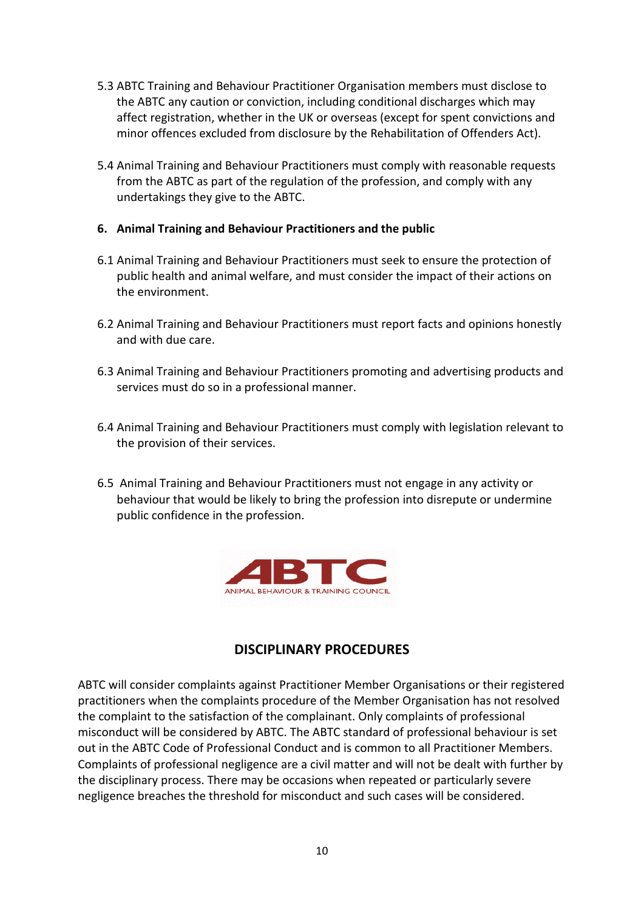5.3 ABTC Training and Behaviour Practitioner Organisation members must disclose to the ABTC any caution or conviction, including conditional discharges which may affect registration, whether in the UK or overseas (except for spent convictions and minor offences excluded from disclosure by the Rehabilitation of Offenders Act).

5.4 Animal Training and Behaviour Practitioners must comply with reasonable requests from the ABTC as part of the regulation of the profession, and comply with any undertakings they give to the ABTC.

**6. Animal Training and Behaviour Practitioners and the public**

6.1 Animal Training and Behaviour Practitioners must seek to ensure the protection of public health and animal welfare, and must consider the impact of their actions on the environment.

6.2 Animal Training and Behaviour Practitioners must report facts and opinions honestly and with due care.

6.3 Animal Training and Behaviour Practitioners promoting and advertising products and services must do so in a professional manner.

6.4 Animal Training and Behaviour Practitioners must comply with legislation relevant to the provision of their services.

6.5 Animal Training and Behaviour Practitioners must not engage in any activity or behaviour that would be likely to bring the profession into disrepute or undermine public confidence in the profession.

ABTC
ANIMAL BEHAVIOUR & TRAINING COUNCIL

## DISCIPLINARY PROCEDURES

ABTC will consider complaints against Practitioner Member Organisations or their registered practitioners when the complaints procedure of the Member Organisation has not resolved the complaint to the satisfaction of the complainant. Only complaints of professional misconduct will be considered by ABTC. The ABTC standard of professional behaviour is set out in the ABTC Code of Professional Conduct and is common to all Practitioner Members. Complaints of professional negligence are a civil matter and will not be dealt with further by the disciplinary process. There may be occasions when repeated or particularly severe negligence breaches the threshold for misconduct and such cases will be considered.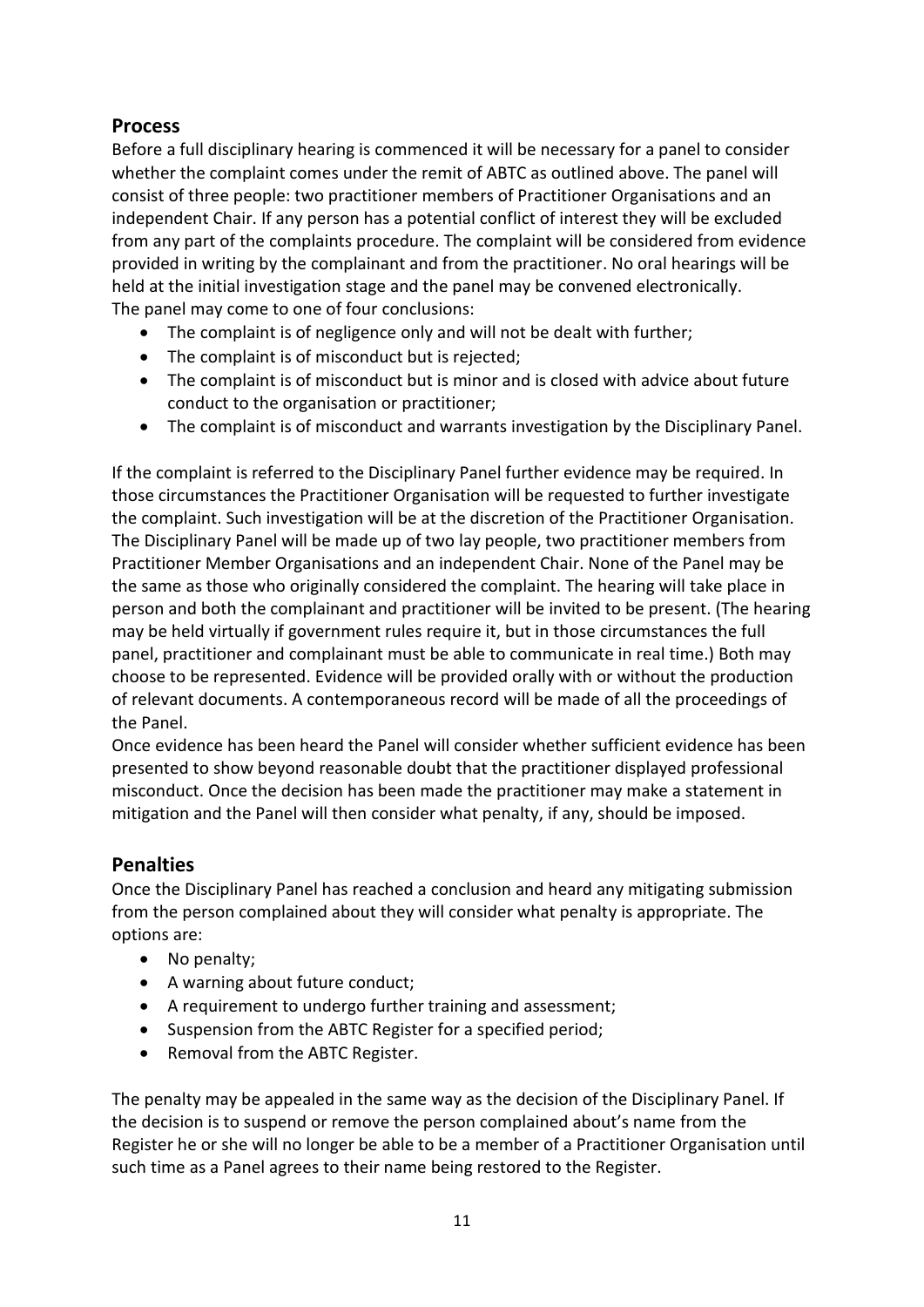## Process

Before a full disciplinary hearing is commenced it will be necessary for a panel to consider whether the complaint comes under the remit of ABTC as outlined above. The panel will consist of three people: two practitioner members of Practitioner Organisations and an independent Chair. If any person has a potential conflict of interest they will be excluded from any part of the complaints procedure. The complaint will be considered from evidence provided in writing by the complainant and from the practitioner. No oral hearings will be held at the initial investigation stage and the panel may be convened electronically. The panel may come to one of four conclusions:

- The complaint is of negligence only and will not be dealt with further;
- The complaint is of misconduct but is rejected;
- The complaint is of misconduct but is minor and is closed with advice about future conduct to the organisation or practitioner;
- The complaint is of misconduct and warrants investigation by the Disciplinary Panel.

If the complaint is referred to the Disciplinary Panel further evidence may be required. In those circumstances the Practitioner Organisation will be requested to further investigate the complaint. Such investigation will be at the discretion of the Practitioner Organisation. The Disciplinary Panel will be made up of two lay people, two practitioner members from Practitioner Member Organisations and an independent Chair. None of the Panel may be the same as those who originally considered the complaint. The hearing will take place in person and both the complainant and practitioner will be invited to be present. (The hearing may be held virtually if government rules require it, but in those circumstances the full panel, practitioner and complainant must be able to communicate in real time.) Both may choose to be represented. Evidence will be provided orally with or without the production of relevant documents. A contemporaneous record will be made of all the proceedings of the Panel.

Once evidence has been heard the Panel will consider whether sufficient evidence has been presented to show beyond reasonable doubt that the practitioner displayed professional misconduct. Once the decision has been made the practitioner may make a statement in mitigation and the Panel will then consider what penalty, if any, should be imposed.

## Penalties

Once the Disciplinary Panel has reached a conclusion and heard any mitigating submission from the person complained about they will consider what penalty is appropriate. The options are:

- No penalty;
- A warning about future conduct;
- A requirement to undergo further training and assessment;
- Suspension from the ABTC Register for a specified period;
- Removal from the ABTC Register.

The penalty may be appealed in the same way as the decision of the Disciplinary Panel. If the decision is to suspend or remove the person complained about's name from the Register he or she will no longer be able to be a member of a Practitioner Organisation until such time as a Panel agrees to their name being restored to the Register.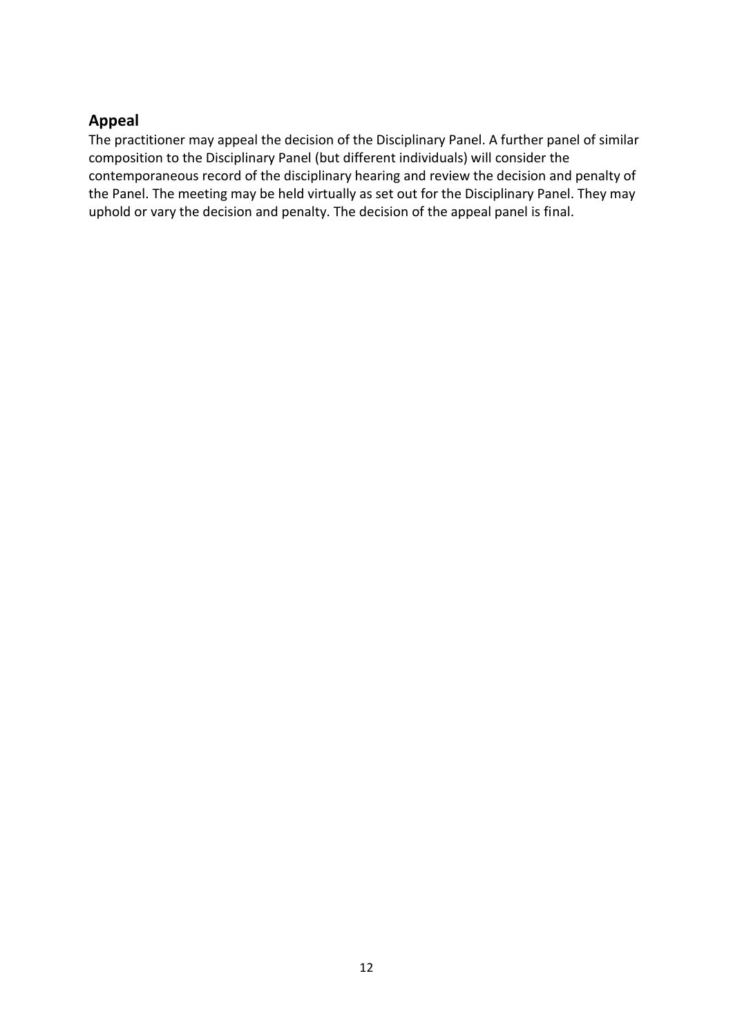## Appeal

The practitioner may appeal the decision of the Disciplinary Panel. A further panel of similar composition to the Disciplinary Panel (but different individuals) will consider the contemporaneous record of the disciplinary hearing and review the decision and penalty of the Panel. The meeting may be held virtually as set out for the Disciplinary Panel. They may uphold or vary the decision and penalty. The decision of the appeal panel is final.